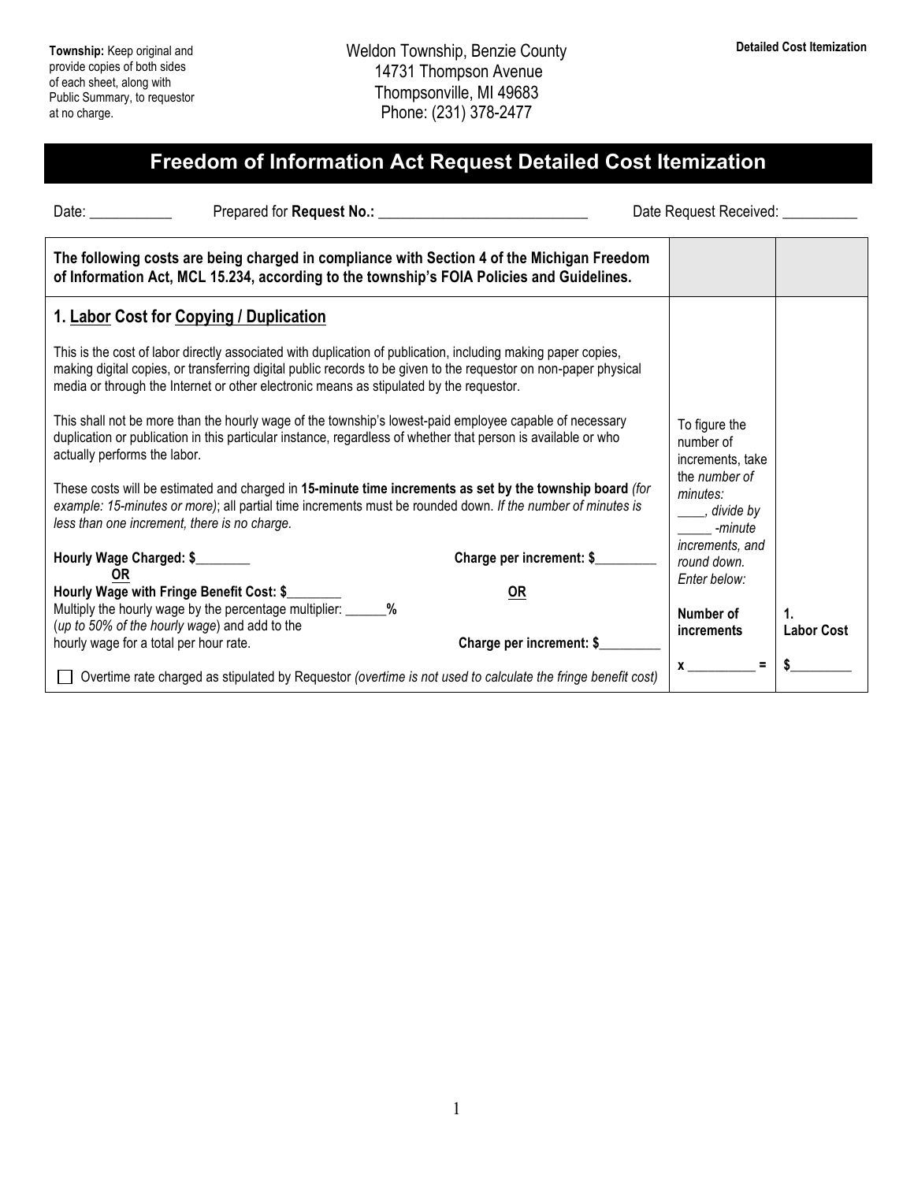**Township:** Keep original and provide copies of both sides of each sheet, along with Public Summary, to requestor at no charge.

Weldon Township, Benzie County
14731 Thompson Avenue
Thompsonville, MI 49683
Phone: (231) 378-2477

**Detailed Cost Itemization**

# Freedom of Information Act Request Detailed Cost Itemization

Date: ___________ Prepared for **Request No.:** ____________________________ Date Request Received: __________

| **The following costs are being charged in compliance with Section 4 of the Michigan Freedom of Information Act, MCL 15.234, according to the township's FOIA Policies and Guidelines.** | | |
|---|---|---|
| **1. Labor Cost for Copying / Duplication**<br><br>This is the cost of labor directly associated with duplication of publication, including making paper copies, making digital copies, or transferring digital public records to be given to the requestor on non-paper physical media or through the Internet or other electronic means as stipulated by the requestor.<br><br>This shall not be more than the hourly wage of the township's lowest-paid employee capable of necessary duplication or publication in this particular instance, regardless of whether that person is available or who actually performs the labor.<br><br>These costs will be estimated and charged in **15-minute time increments as set by the township board** *(for example: 15-minutes or more)*; all partial time increments must be rounded down. *If the number of minutes is less than one increment, there is no charge.*<br><br>**Hourly Wage Charged: $________** **Charge per increment: $_________**<br>**OR** **OR**<br>**Hourly Wage with Fringe Benefit Cost: $________**<br>Multiply the hourly wage by the percentage multiplier: ______**%** (*up to 50% of the hourly wage*) and add to the hourly wage for a total per hour rate. **Charge per increment: $_________**<br><br>☐ Overtime rate charged as stipulated by Requestor *(overtime is not used to calculate the fringe benefit cost)* | To figure the number of increments, take the *number of minutes:* ____, *divide by* _____ *-minute increments, and round down. Enter below:*<br><br>**Number of increments**<br><br>**x __________ =** | **1. Labor Cost**<br><br>**$_________** |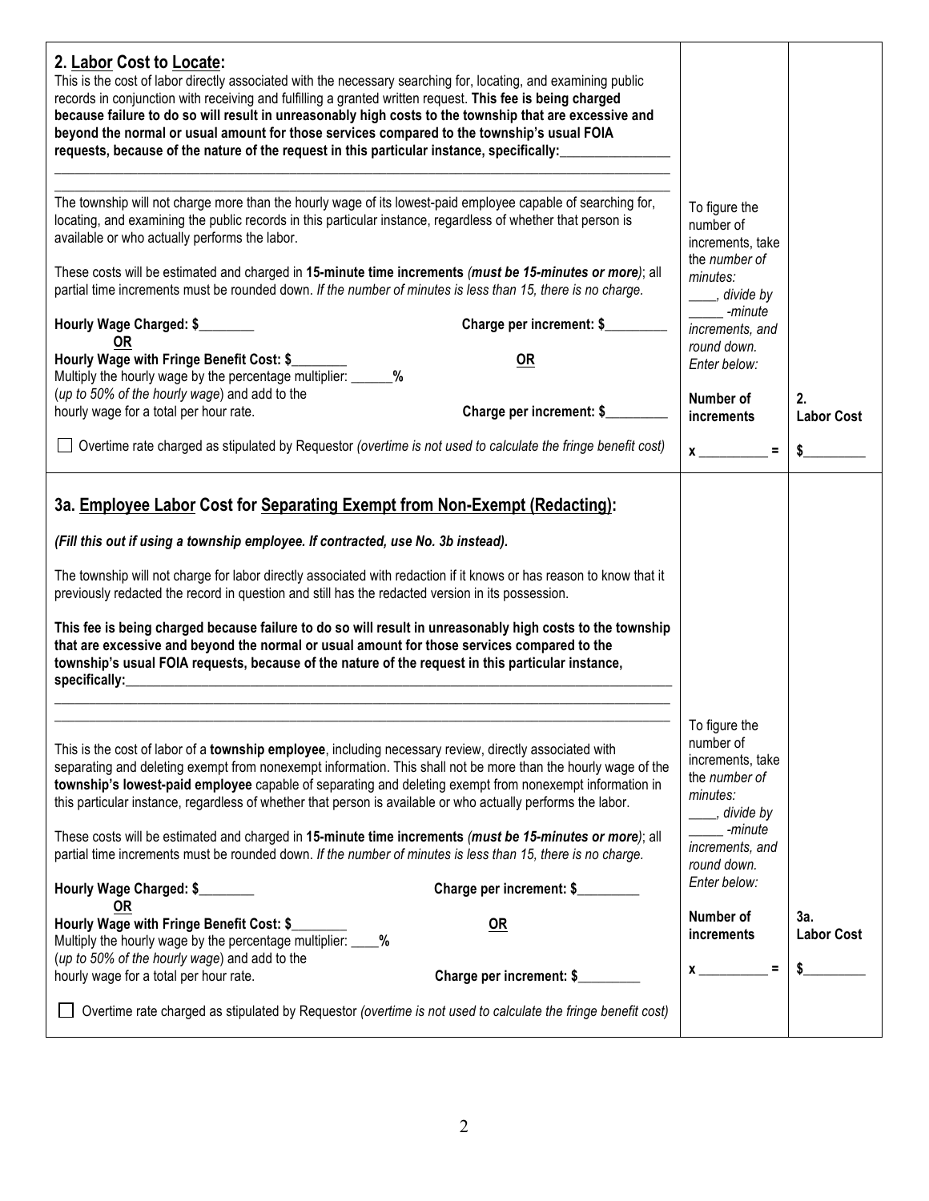## 2. **Labor** Cost to **Locate**:

This is the cost of labor directly associated with the necessary searching for, locating, and examining public records in conjunction with receiving and fulfilling a granted written request. **This fee is being charged because failure to do so will result in unreasonably high costs to the township that are excessive and beyond the normal or usual amount for those services compared to the township's usual FOIA requests, because of the nature of the request in this particular instance, specifically:________________**

_______________________________________________________________________________________________

_______________________________________________________________________________________________

The township will not charge more than the hourly wage of its lowest-paid employee capable of searching for, locating, and examining the public records in this particular instance, regardless of whether that person is available or who actually performs the labor.

These costs will be estimated and charged in **15-minute time increments** ***(must be 15-minutes or more)***; all partial time increments must be rounded down. *If the number of minutes is less than 15, there is no charge.*

**Hourly Wage Charged: $________** | **Charge per increment: $_________**

**OR**

**Hourly Wage with Fringe Benefit Cost: $________** | **OR**

Multiply the hourly wage by the percentage multiplier: ______**%**
(*up to 50% of the hourly wage*) and add to the hourly wage for a total per hour rate. | **Charge per increment: $_________**

☐ Overtime rate charged as stipulated by Requestor *(overtime is not used to calculate the fringe benefit cost)*

*To figure the number of increments, take the number of minutes: ____, divide by _____ -minute increments, and round down. Enter below:*

| **Number of increments** | **2. Labor Cost** |
|---|---|
| **x** __________ **=** | **$**_________ |

## 3a. **Employee Labor** Cost for **Separating Exempt from Non-Exempt (Redacting)**:

***(Fill this out if using a township employee. If contracted, use No. 3b instead).***

The township will not charge for labor directly associated with redaction if it knows or has reason to know that it previously redacted the record in question and still has the redacted version in its possession.

**This fee is being charged because failure to do so will result in unreasonably high costs to the township that are excessive and beyond the normal or usual amount for those services compared to the township's usual FOIA requests, because of the nature of the request in this particular instance, specifically:_______________________________________________________________________________**

_______________________________________________________________________________________________

_______________________________________________________________________________________________

This is the cost of labor of a **township employee**, including necessary review, directly associated with separating and deleting exempt from nonexempt information. This shall not be more than the hourly wage of the **township's lowest-paid employee** capable of separating and deleting exempt from nonexempt information in this particular instance, regardless of whether that person is available or who actually performs the labor.

These costs will be estimated and charged in **15-minute time increments** ***(must be 15-minutes or more)***; all partial time increments must be rounded down. *If the number of minutes is less than 15, there is no charge.*

**Hourly Wage Charged: $________** | **Charge per increment: $_________**

**OR**

**Hourly Wage with Fringe Benefit Cost: $________** | **OR**

Multiply the hourly wage by the percentage multiplier: ____**%**
(*up to 50% of the hourly wage*) and add to the hourly wage for a total per hour rate. | **Charge per increment: $_________**

☐ Overtime rate charged as stipulated by Requestor *(overtime is not used to calculate the fringe benefit cost)*

*To figure the number of increments, take the number of minutes: ____, divide by _____ -minute increments, and round down. Enter below:*

| **Number of increments** | **3a. Labor Cost** |
|---|---|
| **x** __________ **=** | **$**_________ |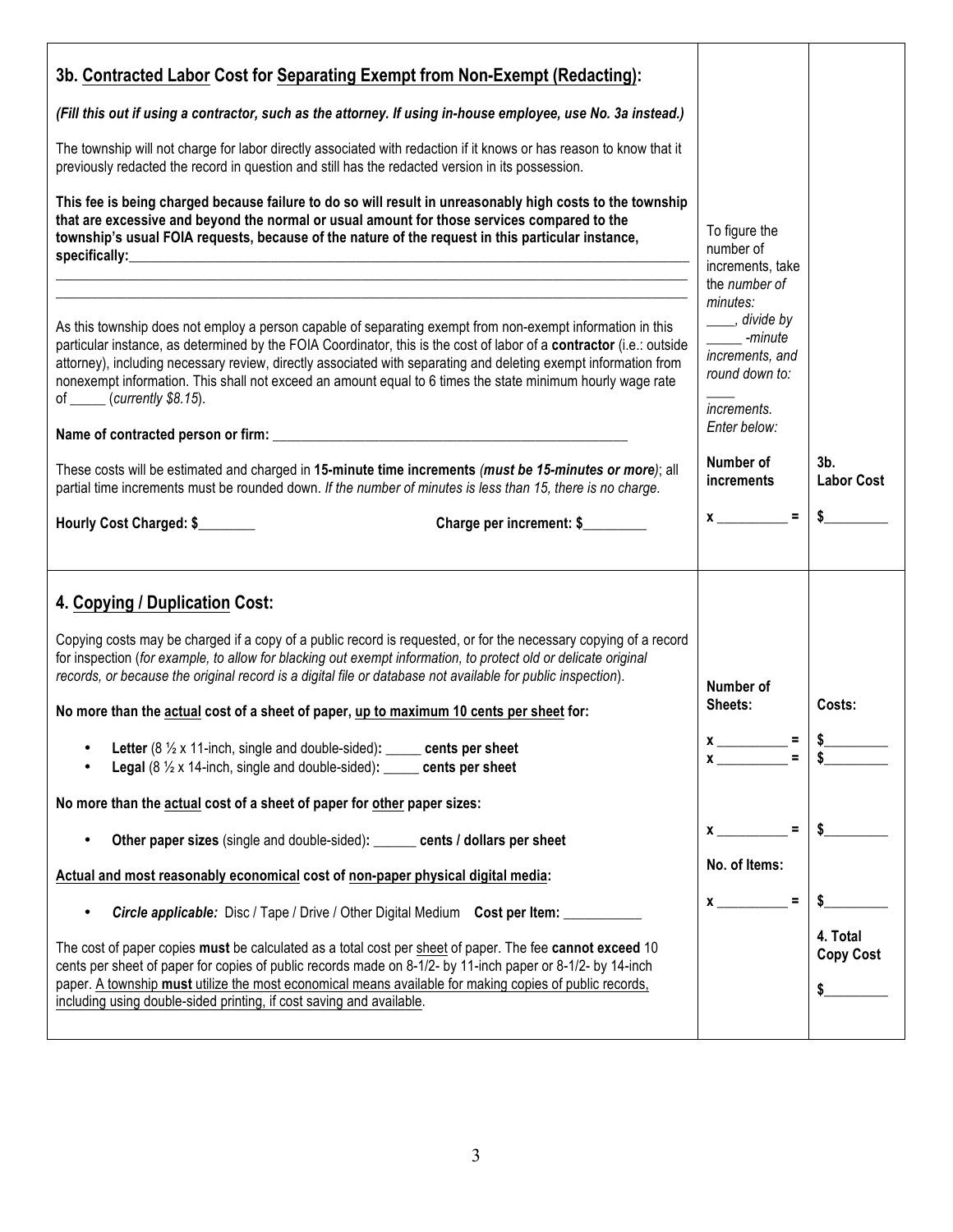## 3b. Contracted Labor Cost for Separating Exempt from Non-Exempt (Redacting):

***(Fill this out if using a contractor, such as the attorney. If using in-house employee, use No. 3a instead.)***

The township will not charge for labor directly associated with redaction if it knows or has reason to know that it previously redacted the record in question and still has the redacted version in its possession.

**This fee is being charged because failure to do so will result in unreasonably high costs to the township that are excessive and beyond the normal or usual amount for those services compared to the township's usual FOIA requests, because of the nature of the request in this particular instance, specifically:**_______________________________________________________________________________

_______________________________________________________________________________

_______________________________________________________________________________

As this township does not employ a person capable of separating exempt from non-exempt information in this particular instance, as determined by the FOIA Coordinator, this is the cost of labor of a **contractor** (i.e.: outside attorney), including necessary review, directly associated with separating and deleting exempt information from nonexempt information. This shall not exceed an amount equal to 6 times the state minimum hourly wage rate of _____ (*currently $8.15*).

**Name of contracted person or firm:** ___________________________________________________

These costs will be estimated and charged in **15-minute time increments** ***(must be 15-minutes or more)***; all partial time increments must be rounded down. *If the number of minutes is less than 15, there is no charge.*

**Hourly Cost Charged: $________** **Charge per increment: $_________**

To figure the number of increments, take the *number of minutes:* ____, *divide by* _____ *-minute increments, and round down to:* ____ *increments. Enter below:*

| Number of increments | 3b. Labor Cost |
|---|---|
| x __________ = | $_________ |

## 4. Copying / Duplication Cost:

Copying costs may be charged if a copy of a public record is requested, or for the necessary copying of a record for inspection (*for example, to allow for blacking out exempt information, to protect old or delicate original records, or because the original record is a digital file or database not available for public inspection*).

**No more than the actual cost of a sheet of paper, up to maximum 10 cents per sheet for:**

- **Letter** (8 ½ x 11-inch, single and double-sided)**:** _____ **cents per sheet**
- **Legal** (8 ½ x 14-inch, single and double-sided)**:** _____ **cents per sheet**

**No more than the actual cost of a sheet of paper for other paper sizes:**

- **Other paper sizes** (single and double-sided)**:** ______ **cents / dollars per sheet**

<u>**Actual and most reasonably economical cost of non-paper physical digital media:**</u>

- ***Circle applicable:*** Disc / Tape / Drive / Other Digital Medium **Cost per Item:** ___________

The cost of paper copies **must** be calculated as a total cost per sheet of paper. The fee **cannot exceed** 10 cents per sheet of paper for copies of public records made on 8-1/2- by 11-inch paper or 8-1/2- by 14-inch paper. <u>A township **must** utilize the most economical means available for making copies of public records, including using double-sided printing, if cost saving and available</u>.

| Number of Sheets: | Costs: |
|---|---|
| x __________ = | $_________ |
| x __________ = | $_________ |
| x __________ = | $_________ |
| **No. of Items:** | |
| x __________ = | $_________ |
| | **4. Total Copy Cost** $_________ |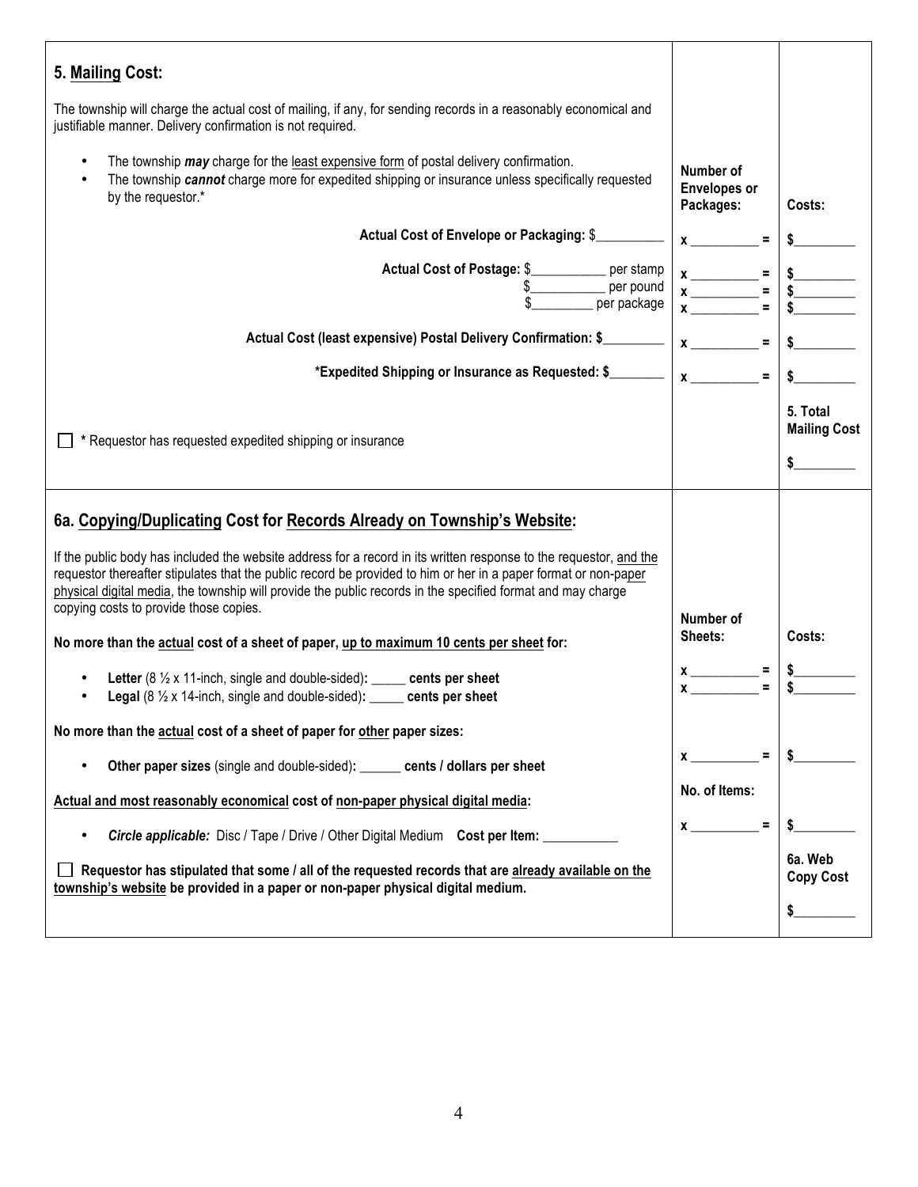## 5. Mailing Cost:

The township will charge the actual cost of mailing, if any, for sending records in a reasonably economical and justifiable manner. Delivery confirmation is not required.

- The township ***may*** charge for the least expensive form of postal delivery confirmation.
- The township ***cannot*** charge more for expedited shipping or insurance unless specifically requested by the requestor.*

| | Number of Envelopes or Packages: | Costs: |
|---|---|---|
| **Actual Cost of Envelope or Packaging:** $__________ | x __________ = | $_________ |
| **Actual Cost of Postage:** $___________ per stamp | x __________ = | $_________ |
| $___________ per pound | x __________ = | $_________ |
| $_________ per package | x __________ = | $_________ |
| **Actual Cost (least expensive) Postal Delivery Confirmation:** $_________ | x __________ = | $_________ |
| **\*Expedited Shipping or Insurance as Requested:** $________ | x __________ = | $_________ |
| ☐ * Requestor has requested expedited shipping or insurance | | **5. Total Mailing Cost** $_________ |

## 6a. Copying/Duplicating Cost for Records Already on Township's Website:

If the public body has included the website address for a record in its written response to the requestor, and the requestor thereafter stipulates that the public record be provided to him or her in a paper format or non-paper physical digital media, the township will provide the public records in the specified format and may charge copying costs to provide those copies.

| | Number of Sheets: | Costs: |
|---|---|---|
| **No more than the actual cost of a sheet of paper, up to maximum 10 cents per sheet for:** | | |
| • **Letter** (8 ½ x 11-inch, single and double-sided)**:** _____ **cents per sheet** | x __________ = | $_________ |
| • **Legal** (8 ½ x 14-inch, single and double-sided)**:** _____ **cents per sheet** | x __________ = | $_________ |
| **No more than the actual cost of a sheet of paper for other paper sizes:** | | |
| • **Other paper sizes** (single and double-sided)**:** ______ **cents / dollars per sheet** | x __________ = | $_________ |
| **Actual and most reasonably economical cost of non-paper physical digital media:** | **No. of Items:** | |
| • ***Circle applicable:*** Disc / Tape / Drive / Other Digital Medium **Cost per Item:** ___________ | x __________ = | $_________ |
| ☐ **Requestor has stipulated that some / all of the requested records that are already available on the township's website be provided in a paper or non-paper physical digital medium.** | | **6a. Web Copy Cost** $_________ |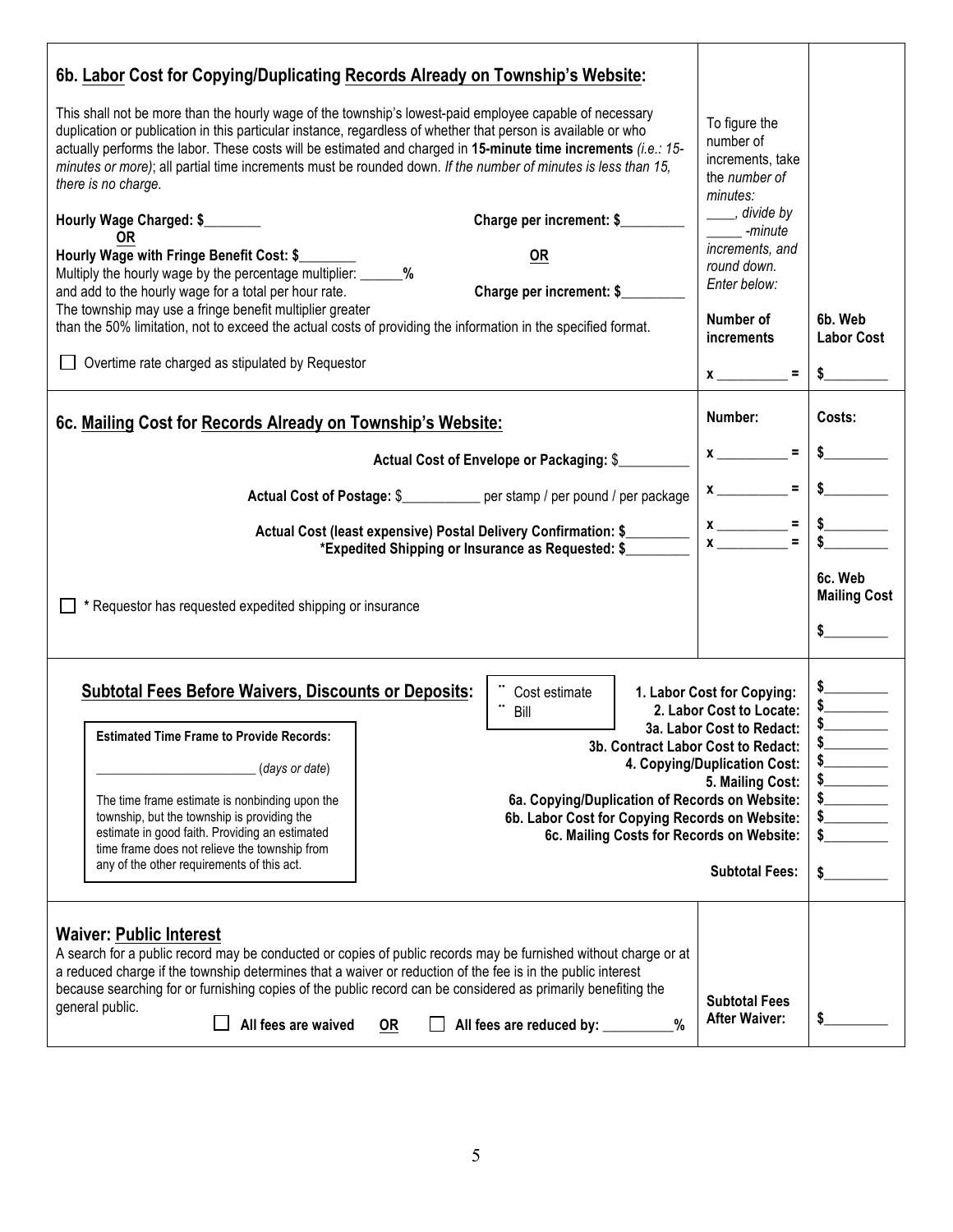## 6b. Labor Cost for Copying/Duplicating Records Already on Township's Website:

This shall not be more than the hourly wage of the township's lowest-paid employee capable of necessary duplication or publication in this particular instance, regardless of whether that person is available or who actually performs the labor. These costs will be estimated and charged in **15-minute time increments** *(i.e.: 15-minutes or more)*; all partial time increments must be rounded down. *If the number of minutes is less than 15, there is no charge.*

**Hourly Wage Charged: $________** **Charge per increment: $_________**

**OR** **OR**

**Hourly Wage with Fringe Benefit Cost: $________** **Charge per increment: $_________**

Multiply the hourly wage by the percentage multiplier: ______% and add to the hourly wage for a total per hour rate.

The township may use a fringe benefit multiplier greater than the 50% limitation, not to exceed the actual costs of providing the information in the specified format.

☐ Overtime rate charged as stipulated by Requestor

To figure the number of increments, take the *number of minutes:* ____, *divide by* _____ *-minute increments, and round down. Enter below:*

| **Number of increments** | **6b. Web Labor Cost** |
|---|---|
| x __________ = | $_________ |

## 6c. Mailing Cost for Records Already on Township's Website:

| | **Number:** | **Costs:** |
|---|---|---|
| **Actual Cost of Envelope or Packaging:** $__________ | x __________ = | $_________ |
| **Actual Cost of Postage:** $___________ per stamp / per pound / per package | x __________ = | $_________ |
| **Actual Cost (least expensive) Postal Delivery Confirmation: $_________** | x __________ = | $_________ |
| ***Expedited Shipping or Insurance as Requested: $_________** | x __________ = | $_________ |
| ☐ * Requestor has requested expedited shipping or insurance | | **6c. Web Mailing Cost** $_________ |

## Subtotal Fees Before Waivers, Discounts or Deposits:

☐ Cost estimate
☐ Bill

| | |
|---|---|
| **1. Labor Cost for Copying:** | $_________ |
| **2. Labor Cost to Locate:** | $_________ |
| **3a. Labor Cost to Redact:** | $_________ |
| **3b. Contract Labor Cost to Redact:** | $_________ |
| **4. Copying/Duplication Cost:** | $_________ |
| **5. Mailing Cost:** | $_________ |
| **6a. Copying/Duplication of Records on Website:** | $_________ |
| **6b. Labor Cost for Copying Records on Website:** | $_________ |
| **6c. Mailing Costs for Records on Website:** | $_________ |
| **Subtotal Fees:** | $_________ |

**Estimated Time Frame to Provide Records:**

________________________ (*days or date*)

The time frame estimate is nonbinding upon the township, but the township is providing the estimate in good faith. Providing an estimated time frame does not relieve the township from any of the other requirements of this act.

## Waiver: Public Interest

A search for a public record may be conducted or copies of public records may be furnished without charge or at a reduced charge if the township determines that a waiver or reduction of the fee is in the public interest because searching for or furnishing copies of the public record can be considered as primarily benefiting the general public.

☐ **All fees are waived** **OR** ☐ **All fees are reduced by: __________%**

**Subtotal Fees After Waiver:** $_________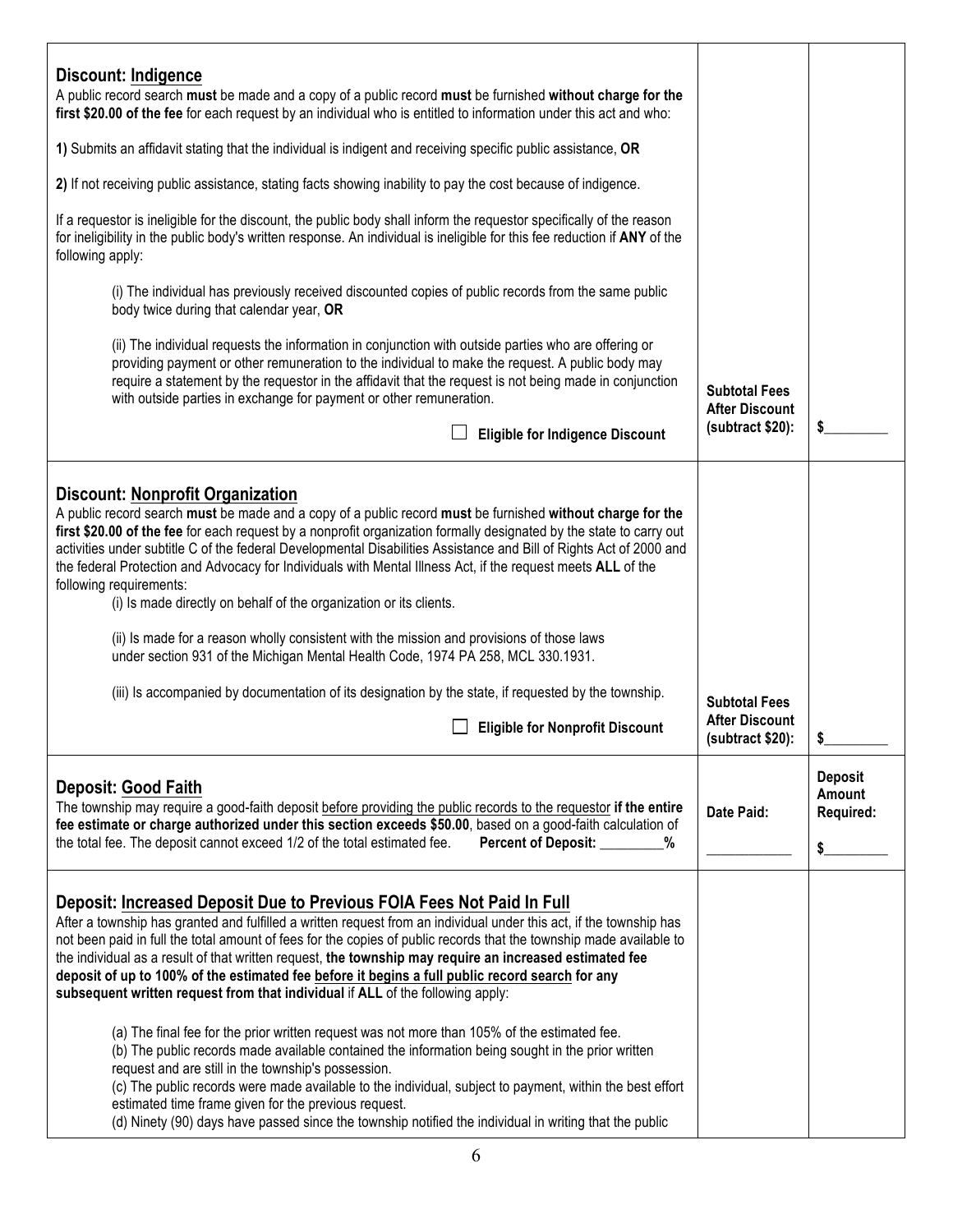| | | |
|---|---|---|
| **Discount: <u>Indigence</u>**<br>A public record search **must** be made and a copy of a public record **must** be furnished **without charge for the first $20.00 of the fee** for each request by an individual who is entitled to information under this act and who:<br><br>**1)** Submits an affidavit stating that the individual is indigent and receiving specific public assistance, **OR**<br><br>**2)** If not receiving public assistance, stating facts showing inability to pay the cost because of indigence.<br><br>If a requestor is ineligible for the discount, the public body shall inform the requestor specifically of the reason for ineligibility in the public body's written response. An individual is ineligible for this fee reduction if **ANY** of the following apply:<br><br>(i) The individual has previously received discounted copies of public records from the same public body twice during that calendar year, **OR**<br><br>(ii) The individual requests the information in conjunction with outside parties who are offering or providing payment or other remuneration to the individual to make the request. A public body may require a statement by the requestor in the affidavit that the request is not being made in conjunction with outside parties in exchange for payment or other remuneration.<br><br>☐ **Eligible for Indigence Discount** | **Subtotal Fees After Discount (subtract $20):** | $_________ |
| **Discount: <u>Nonprofit Organization</u>**<br>A public record search **must** be made and a copy of a public record **must** be furnished **without charge for the first $20.00 of the fee** for each request by a nonprofit organization formally designated by the state to carry out activities under subtitle C of the federal Developmental Disabilities Assistance and Bill of Rights Act of 2000 and the federal Protection and Advocacy for Individuals with Mental Illness Act, if the request meets **ALL** of the following requirements:<br>(i) Is made directly on behalf of the organization or its clients.<br><br>(ii) Is made for a reason wholly consistent with the mission and provisions of those laws under section 931 of the Michigan Mental Health Code, 1974 PA 258, MCL 330.1931.<br><br>(iii) Is accompanied by documentation of its designation by the state, if requested by the township.<br><br>☐ **Eligible for Nonprofit Discount** | **Subtotal Fees After Discount (subtract $20):** | $_________ |
| **Deposit: <u>Good Faith</u>**<br>The township may require a good-faith deposit <u>before providing the public records to the requestor</u> **if the entire fee estimate or charge authorized under this section exceeds $50.00**, based on a good-faith calculation of the total fee. The deposit cannot exceed 1/2 of the total estimated fee. **Percent of Deposit: _________%** | **Date Paid:**<br><br>____________ | **Deposit Amount Required:**<br><br>$_________ |
| **Deposit: <u>Increased Deposit Due to Previous FOIA Fees Not Paid In Full</u>**<br>After a township has granted and fulfilled a written request from an individual under this act, if the township has not been paid in full the total amount of fees for the copies of public records that the township made available to the individual as a result of that written request, **the township may require an increased estimated fee deposit of up to 100% of the estimated fee <u>before it begins a full public record search</u> for any subsequent written request from that individual** if **ALL** of the following apply:<br><br>(a) The final fee for the prior written request was not more than 105% of the estimated fee.<br>(b) The public records made available contained the information being sought in the prior written request and are still in the township's possession.<br>(c) The public records were made available to the individual, subject to payment, within the best effort estimated time frame given for the previous request.<br>(d) Ninety (90) days have passed since the township notified the individual in writing that the public | | |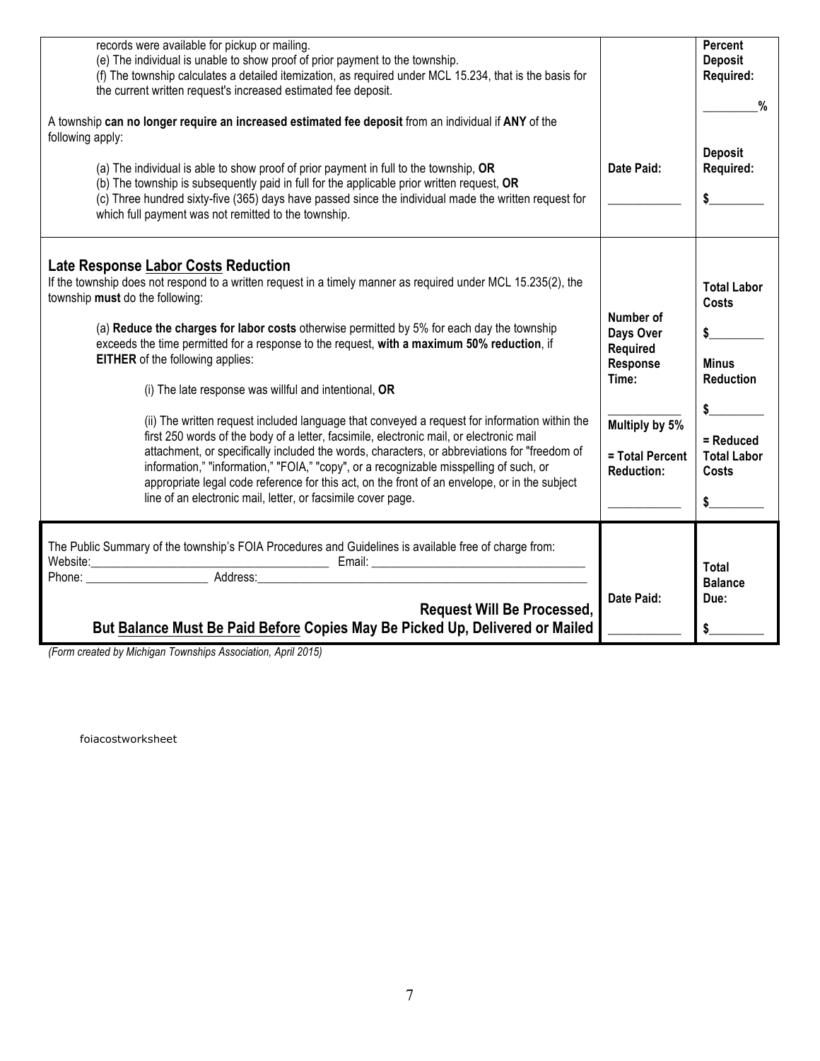| | | |
|---|---|---|
| records were available for pickup or mailing.<br>(e) The individual is unable to show proof of prior payment to the township.<br>(f) The township calculates a detailed itemization, as required under MCL 15.234, that is the basis for the current written request's increased estimated fee deposit.<br><br>A township **can no longer require an increased estimated fee deposit** from an individual if **ANY** of the following apply:<br><br>(a) The individual is able to show proof of prior payment in full to the township, **OR**<br>(b) The township is subsequently paid in full for the applicable prior written request, **OR**<br>(c) Three hundred sixty-five (365) days have passed since the individual made the written request for which full payment was not remitted to the township. | **Date Paid:**<br><br>\_\_\_\_\_\_\_\_\_\_\_\_ | **Percent Deposit Required:**<br><br>\_\_\_\_\_\_\_\_\_%<br><br>**Deposit Required:**<br><br>$\_\_\_\_\_\_\_\_\_ |
| **Late Response Labor Costs Reduction**<br>If the township does not respond to a written request in a timely manner as required under MCL 15.235(2), the township **must** do the following:<br><br>(a) **Reduce the charges for labor costs** otherwise permitted by 5% for each day the township exceeds the time permitted for a response to the request, **with a maximum 50% reduction**, if **EITHER** of the following applies:<br><br>(i) The late response was willful and intentional, **OR**<br><br>(ii) The written request included language that conveyed a request for information within the first 250 words of the body of a letter, facsimile, electronic mail, or electronic mail attachment, or specifically included the words, characters, or abbreviations for "freedom of information," "information," "FOIA," "copy", or a recognizable misspelling of such, or appropriate legal code reference for this act, on the front of an envelope, or in the subject line of an electronic mail, letter, or facsimile cover page. | **Number of Days Over Required Response Time:**<br><br>\_\_\_\_\_\_\_\_\_\_\_\_<br>**Multiply by 5%**<br><br>**= Total Percent Reduction:**<br><br>\_\_\_\_\_\_\_\_\_\_\_\_ | **Total Labor Costs**<br><br>$\_\_\_\_\_\_\_\_\_<br><br>**Minus Reduction**<br><br>$\_\_\_\_\_\_\_\_\_<br><br>**= Reduced Total Labor Costs**<br><br>$\_\_\_\_\_\_\_\_\_ |
| The Public Summary of the township's FOIA Procedures and Guidelines is available free of charge from:<br>Website:\_\_\_\_\_\_\_\_\_\_\_\_\_\_\_\_\_\_\_\_\_\_\_\_\_\_\_\_\_\_\_\_\_\_\_\_ Email: \_\_\_\_\_\_\_\_\_\_\_\_\_\_\_\_\_\_\_\_\_\_\_\_\_\_\_\_\_\_\_\_\_\_\_\_<br>Phone: \_\_\_\_\_\_\_\_\_\_\_\_\_\_\_\_\_\_\_\_ Address:\_\_\_\_\_\_\_\_\_\_\_\_\_\_\_\_\_\_\_\_\_\_\_\_\_\_\_\_\_\_\_\_\_\_\_\_\_\_\_\_\_\_\_\_\_\_\_\_\_\_\_\_\_\_<br><br>**Request Will Be Processed,**<br>**But Balance Must Be Paid Before Copies May Be Picked Up, Delivered or Mailed** | **Date Paid:**<br><br>\_\_\_\_\_\_\_\_\_\_\_\_ | **Total Balance Due:**<br><br>$\_\_\_\_\_\_\_\_\_ |

*(Form created by Michigan Townships Association, April 2015)*

foiacostworksheet